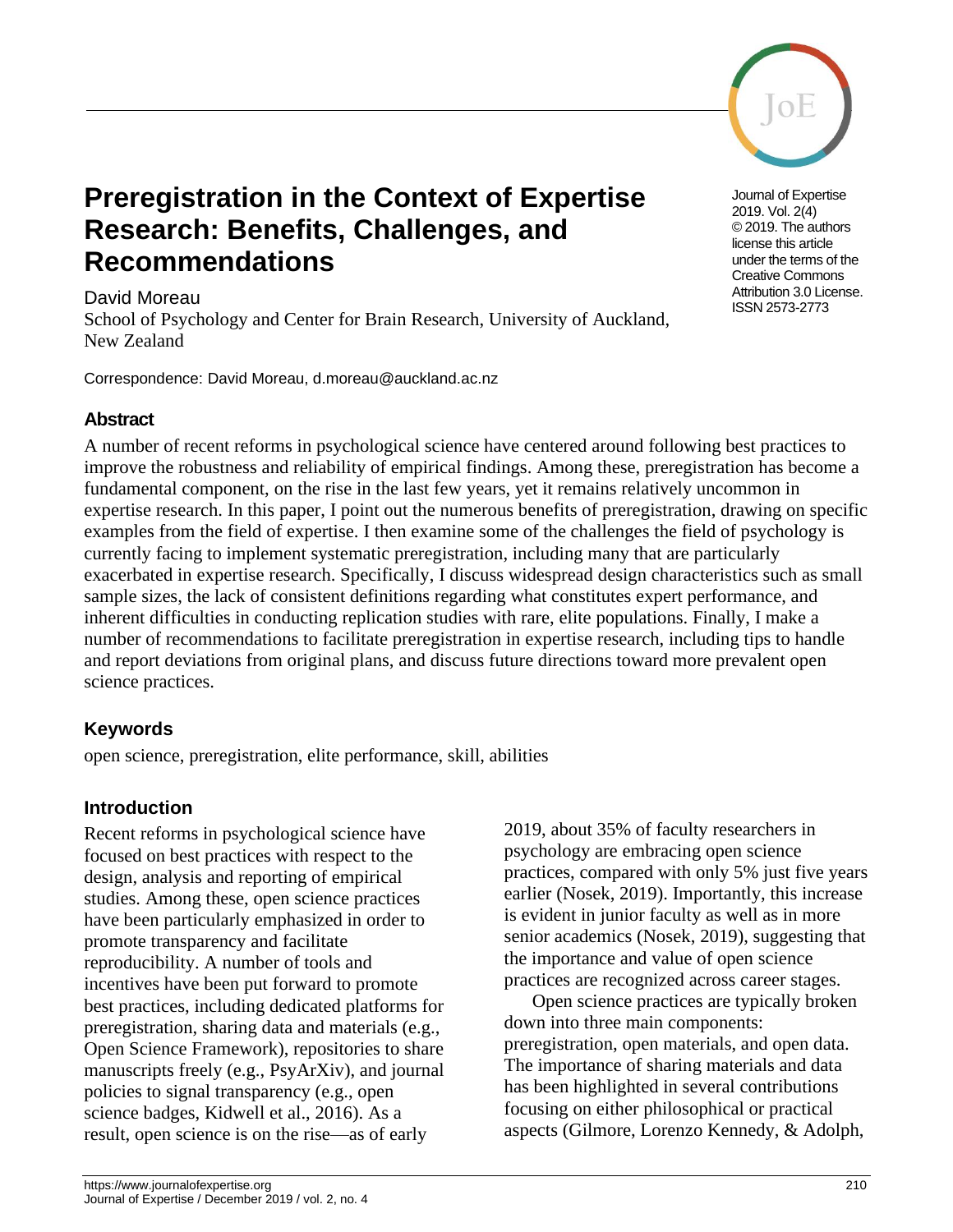# Preregistration in the Context of Expertise Research: Benefits, Challenges, and Recommendations

Journal of Expertise 2019. Vol. 2(4) © 2019. The authors license this article under the terms of the Creative Commons Attribution 3.0 License. ISSN 2573-2773

David Moreau
School of Psychology and Center for Brain Research, University of Auckland, New Zealand

Correspondence: David Moreau, d.moreau@auckland.ac.nz

## Abstract

A number of recent reforms in psychological science have centered around following best practices to improve the robustness and reliability of empirical findings. Among these, preregistration has become a fundamental component, on the rise in the last few years, yet it remains relatively uncommon in expertise research. In this paper, I point out the numerous benefits of preregistration, drawing on specific examples from the field of expertise. I then examine some of the challenges the field of psychology is currently facing to implement systematic preregistration, including many that are particularly exacerbated in expertise research. Specifically, I discuss widespread design characteristics such as small sample sizes, the lack of consistent definitions regarding what constitutes expert performance, and inherent difficulties in conducting replication studies with rare, elite populations. Finally, I make a number of recommendations to facilitate preregistration in expertise research, including tips to handle and report deviations from original plans, and discuss future directions toward more prevalent open science practices.

## Keywords

open science, preregistration, elite performance, skill, abilities

## Introduction

Recent reforms in psychological science have focused on best practices with respect to the design, analysis and reporting of empirical studies. Among these, open science practices have been particularly emphasized in order to promote transparency and facilitate reproducibility. A number of tools and incentives have been put forward to promote best practices, including dedicated platforms for preregistration, sharing data and materials (e.g., Open Science Framework), repositories to share manuscripts freely (e.g., PsyArXiv), and journal policies to signal transparency (e.g., open science badges, Kidwell et al., 2016). As a result, open science is on the rise—as of early 2019, about 35% of faculty researchers in psychology are embracing open science practices, compared with only 5% just five years earlier (Nosek, 2019). Importantly, this increase is evident in junior faculty as well as in more senior academics (Nosek, 2019), suggesting that the importance and value of open science practices are recognized across career stages.

Open science practices are typically broken down into three main components: preregistration, open materials, and open data. The importance of sharing materials and data has been highlighted in several contributions focusing on either philosophical or practical aspects (Gilmore, Lorenzo Kennedy, & Adolph,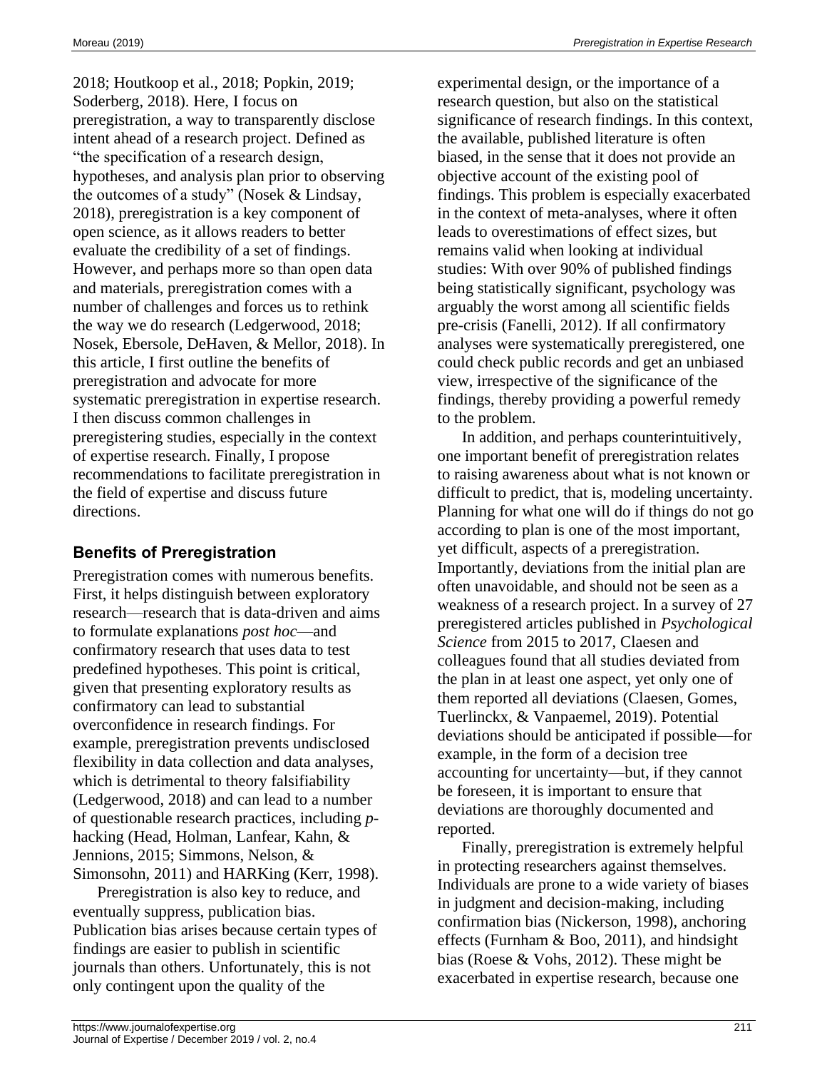2018; Houtkoop et al., 2018; Popkin, 2019; Soderberg, 2018). Here, I focus on preregistration, a way to transparently disclose intent ahead of a research project. Defined as "the specification of a research design, hypotheses, and analysis plan prior to observing the outcomes of a study" (Nosek & Lindsay, 2018), preregistration is a key component of open science, as it allows readers to better evaluate the credibility of a set of findings. However, and perhaps more so than open data and materials, preregistration comes with a number of challenges and forces us to rethink the way we do research (Ledgerwood, 2018; Nosek, Ebersole, DeHaven, & Mellor, 2018). In this article, I first outline the benefits of preregistration and advocate for more systematic preregistration in expertise research. I then discuss common challenges in preregistering studies, especially in the context of expertise research. Finally, I propose recommendations to facilitate preregistration in the field of expertise and discuss future directions.

## Benefits of Preregistration

Preregistration comes with numerous benefits. First, it helps distinguish between exploratory research—research that is data-driven and aims to formulate explanations *post hoc*—and confirmatory research that uses data to test predefined hypotheses. This point is critical, given that presenting exploratory results as confirmatory can lead to substantial overconfidence in research findings. For example, preregistration prevents undisclosed flexibility in data collection and data analyses, which is detrimental to theory falsifiability (Ledgerwood, 2018) and can lead to a number of questionable research practices, including *p*-hacking (Head, Holman, Lanfear, Kahn, & Jennions, 2015; Simmons, Nelson, & Simonsohn, 2011) and HARKing (Kerr, 1998).

Preregistration is also key to reduce, and eventually suppress, publication bias. Publication bias arises because certain types of findings are easier to publish in scientific journals than others. Unfortunately, this is not only contingent upon the quality of the experimental design, or the importance of a research question, but also on the statistical significance of research findings. In this context, the available, published literature is often biased, in the sense that it does not provide an objective account of the existing pool of findings. This problem is especially exacerbated in the context of meta-analyses, where it often leads to overestimations of effect sizes, but remains valid when looking at individual studies: With over 90% of published findings being statistically significant, psychology was arguably the worst among all scientific fields pre-crisis (Fanelli, 2012). If all confirmatory analyses were systematically preregistered, one could check public records and get an unbiased view, irrespective of the significance of the findings, thereby providing a powerful remedy to the problem.

In addition, and perhaps counterintuitively, one important benefit of preregistration relates to raising awareness about what is not known or difficult to predict, that is, modeling uncertainty. Planning for what one will do if things do not go according to plan is one of the most important, yet difficult, aspects of a preregistration. Importantly, deviations from the initial plan are often unavoidable, and should not be seen as a weakness of a research project. In a survey of 27 preregistered articles published in *Psychological Science* from 2015 to 2017, Claesen and colleagues found that all studies deviated from the plan in at least one aspect, yet only one of them reported all deviations (Claesen, Gomes, Tuerlinckx, & Vanpaemel, 2019). Potential deviations should be anticipated if possible—for example, in the form of a decision tree accounting for uncertainty—but, if they cannot be foreseen, it is important to ensure that deviations are thoroughly documented and reported.

Finally, preregistration is extremely helpful in protecting researchers against themselves. Individuals are prone to a wide variety of biases in judgment and decision-making, including confirmation bias (Nickerson, 1998), anchoring effects (Furnham & Boo, 2011), and hindsight bias (Roese & Vohs, 2012). These might be exacerbated in expertise research, because one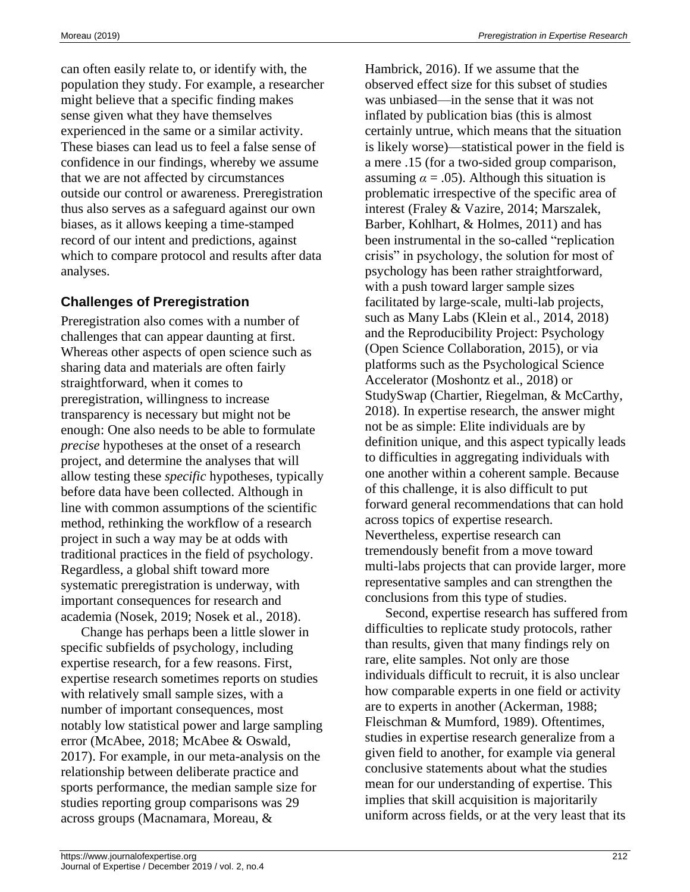can often easily relate to, or identify with, the population they study. For example, a researcher might believe that a specific finding makes sense given what they have themselves experienced in the same or a similar activity. These biases can lead us to feel a false sense of confidence in our findings, whereby we assume that we are not affected by circumstances outside our control or awareness. Preregistration thus also serves as a safeguard against our own biases, as it allows keeping a time-stamped record of our intent and predictions, against which to compare protocol and results after data analyses.

## Challenges of Preregistration

Preregistration also comes with a number of challenges that can appear daunting at first. Whereas other aspects of open science such as sharing data and materials are often fairly straightforward, when it comes to preregistration, willingness to increase transparency is necessary but might not be enough: One also needs to be able to formulate *precise* hypotheses at the onset of a research project, and determine the analyses that will allow testing these *specific* hypotheses, typically before data have been collected. Although in line with common assumptions of the scientific method, rethinking the workflow of a research project in such a way may be at odds with traditional practices in the field of psychology. Regardless, a global shift toward more systematic preregistration is underway, with important consequences for research and academia (Nosek, 2019; Nosek et al., 2018).

Change has perhaps been a little slower in specific subfields of psychology, including expertise research, for a few reasons. First, expertise research sometimes reports on studies with relatively small sample sizes, with a number of important consequences, most notably low statistical power and large sampling error (McAbee, 2018; McAbee & Oswald, 2017). For example, in our meta-analysis on the relationship between deliberate practice and sports performance, the median sample size for studies reporting group comparisons was 29 across groups (Macnamara, Moreau, & Hambrick, 2016). If we assume that the observed effect size for this subset of studies was unbiased—in the sense that it was not inflated by publication bias (this is almost certainly untrue, which means that the situation is likely worse)—statistical power in the field is a mere .15 (for a two-sided group comparison, assuming $\alpha = .05$). Although this situation is problematic irrespective of the specific area of interest (Fraley & Vazire, 2014; Marszalek, Barber, Kohlhart, & Holmes, 2011) and has been instrumental in the so-called "replication crisis" in psychology, the solution for most of psychology has been rather straightforward, with a push toward larger sample sizes facilitated by large-scale, multi-lab projects, such as Many Labs (Klein et al., 2014, 2018) and the Reproducibility Project: Psychology (Open Science Collaboration, 2015), or via platforms such as the Psychological Science Accelerator (Moshontz et al., 2018) or StudySwap (Chartier, Riegelman, & McCarthy, 2018). In expertise research, the answer might not be as simple: Elite individuals are by definition unique, and this aspect typically leads to difficulties in aggregating individuals with one another within a coherent sample. Because of this challenge, it is also difficult to put forward general recommendations that can hold across topics of expertise research. Nevertheless, expertise research can tremendously benefit from a move toward multi-labs projects that can provide larger, more representative samples and can strengthen the conclusions from this type of studies.

Second, expertise research has suffered from difficulties to replicate study protocols, rather than results, given that many findings rely on rare, elite samples. Not only are those individuals difficult to recruit, it is also unclear how comparable experts in one field or activity are to experts in another (Ackerman, 1988; Fleischman & Mumford, 1989). Oftentimes, studies in expertise research generalize from a given field to another, for example via general conclusive statements about what the studies mean for our understanding of expertise. This implies that skill acquisition is majoritarily uniform across fields, or at the very least that its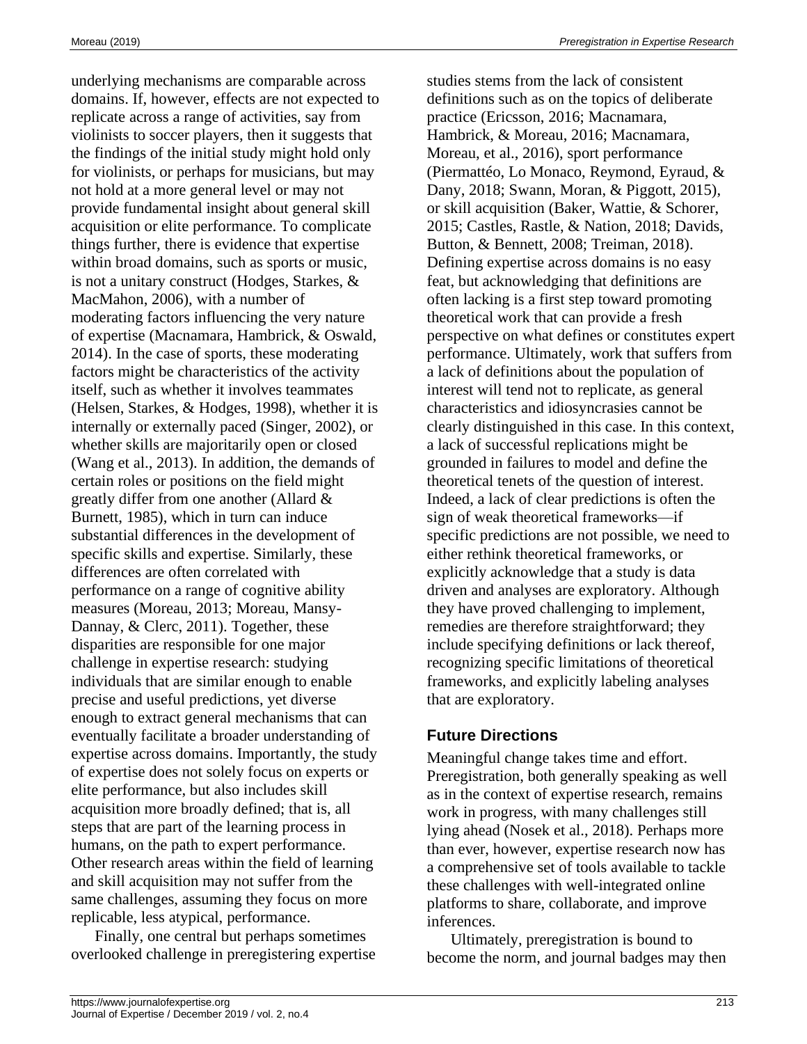underlying mechanisms are comparable across domains. If, however, effects are not expected to replicate across a range of activities, say from violinists to soccer players, then it suggests that the findings of the initial study might hold only for violinists, or perhaps for musicians, but may not hold at a more general level or may not provide fundamental insight about general skill acquisition or elite performance. To complicate things further, there is evidence that expertise within broad domains, such as sports or music, is not a unitary construct (Hodges, Starkes, & MacMahon, 2006), with a number of moderating factors influencing the very nature of expertise (Macnamara, Hambrick, & Oswald, 2014). In the case of sports, these moderating factors might be characteristics of the activity itself, such as whether it involves teammates (Helsen, Starkes, & Hodges, 1998), whether it is internally or externally paced (Singer, 2002), or whether skills are majoritarily open or closed (Wang et al., 2013). In addition, the demands of certain roles or positions on the field might greatly differ from one another (Allard & Burnett, 1985), which in turn can induce substantial differences in the development of specific skills and expertise. Similarly, these differences are often correlated with performance on a range of cognitive ability measures (Moreau, 2013; Moreau, Mansy-Dannay, & Clerc, 2011). Together, these disparities are responsible for one major challenge in expertise research: studying individuals that are similar enough to enable precise and useful predictions, yet diverse enough to extract general mechanisms that can eventually facilitate a broader understanding of expertise across domains. Importantly, the study of expertise does not solely focus on experts or elite performance, but also includes skill acquisition more broadly defined; that is, all steps that are part of the learning process in humans, on the path to expert performance. Other research areas within the field of learning and skill acquisition may not suffer from the same challenges, assuming they focus on more replicable, less atypical, performance.

Finally, one central but perhaps sometimes overlooked challenge in preregistering expertise studies stems from the lack of consistent definitions such as on the topics of deliberate practice (Ericsson, 2016; Macnamara, Hambrick, & Moreau, 2016; Macnamara, Moreau, et al., 2016), sport performance (Piermattéo, Lo Monaco, Reymond, Eyraud, & Dany, 2018; Swann, Moran, & Piggott, 2015), or skill acquisition (Baker, Wattie, & Schorer, 2015; Castles, Rastle, & Nation, 2018; Davids, Button, & Bennett, 2008; Treiman, 2018). Defining expertise across domains is no easy feat, but acknowledging that definitions are often lacking is a first step toward promoting theoretical work that can provide a fresh perspective on what defines or constitutes expert performance. Ultimately, work that suffers from a lack of definitions about the population of interest will tend not to replicate, as general characteristics and idiosyncrasies cannot be clearly distinguished in this case. In this context, a lack of successful replications might be grounded in failures to model and define the theoretical tenets of the question of interest. Indeed, a lack of clear predictions is often the sign of weak theoretical frameworks—if specific predictions are not possible, we need to either rethink theoretical frameworks, or explicitly acknowledge that a study is data driven and analyses are exploratory. Although they have proved challenging to implement, remedies are therefore straightforward; they include specifying definitions or lack thereof, recognizing specific limitations of theoretical frameworks, and explicitly labeling analyses that are exploratory.

## Future Directions

Meaningful change takes time and effort. Preregistration, both generally speaking as well as in the context of expertise research, remains work in progress, with many challenges still lying ahead (Nosek et al., 2018). Perhaps more than ever, however, expertise research now has a comprehensive set of tools available to tackle these challenges with well-integrated online platforms to share, collaborate, and improve inferences.

Ultimately, preregistration is bound to become the norm, and journal badges may then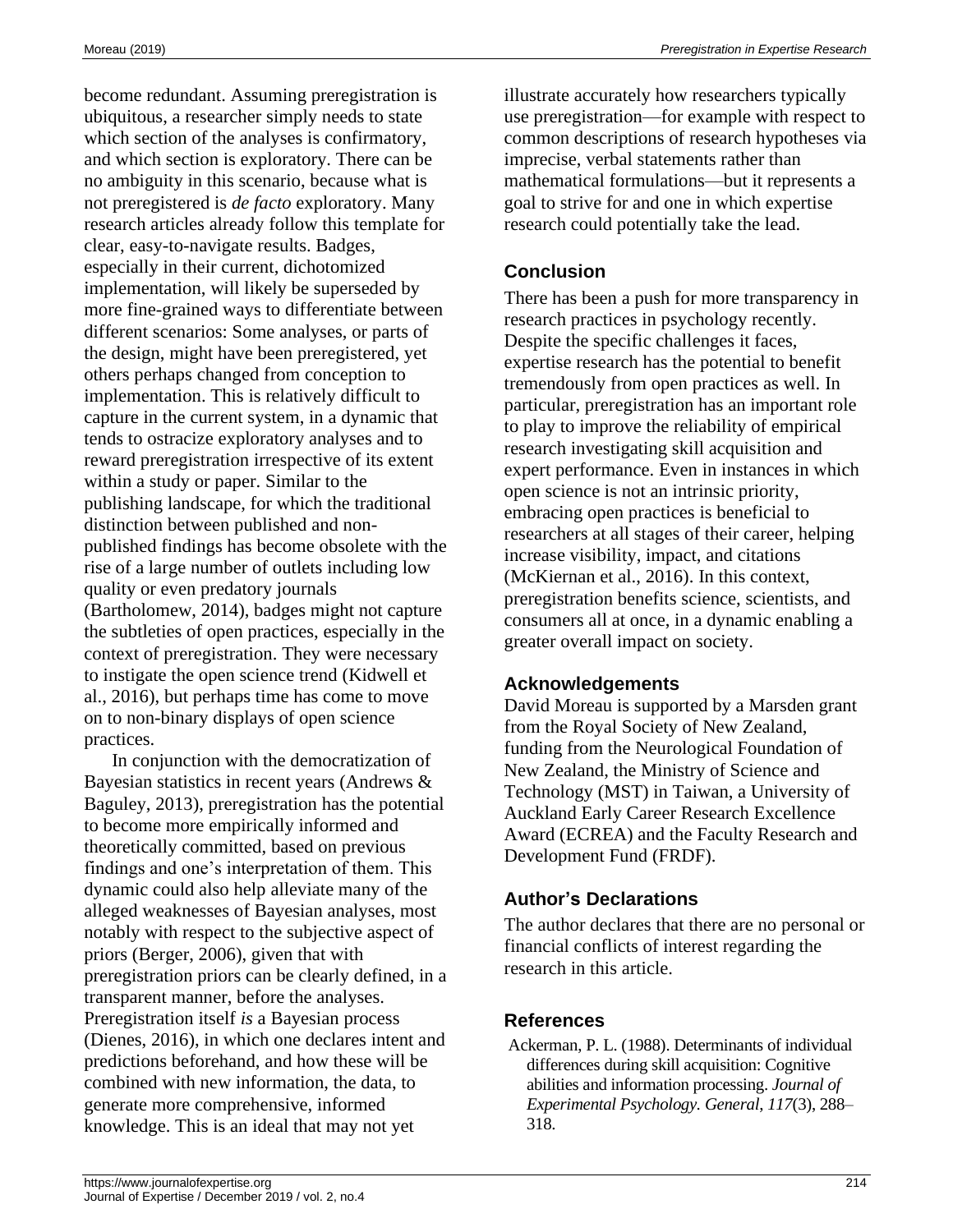become redundant. Assuming preregistration is ubiquitous, a researcher simply needs to state which section of the analyses is confirmatory, and which section is exploratory. There can be no ambiguity in this scenario, because what is not preregistered is *de facto* exploratory. Many research articles already follow this template for clear, easy-to-navigate results. Badges, especially in their current, dichotomized implementation, will likely be superseded by more fine-grained ways to differentiate between different scenarios: Some analyses, or parts of the design, might have been preregistered, yet others perhaps changed from conception to implementation. This is relatively difficult to capture in the current system, in a dynamic that tends to ostracize exploratory analyses and to reward preregistration irrespective of its extent within a study or paper. Similar to the publishing landscape, for which the traditional distinction between published and non-published findings has become obsolete with the rise of a large number of outlets including low quality or even predatory journals (Bartholomew, 2014), badges might not capture the subtleties of open practices, especially in the context of preregistration. They were necessary to instigate the open science trend (Kidwell et al., 2016), but perhaps time has come to move on to non-binary displays of open science practices.

In conjunction with the democratization of Bayesian statistics in recent years (Andrews & Baguley, 2013), preregistration has the potential to become more empirically informed and theoretically committed, based on previous findings and one's interpretation of them. This dynamic could also help alleviate many of the alleged weaknesses of Bayesian analyses, most notably with respect to the subjective aspect of priors (Berger, 2006), given that with preregistration priors can be clearly defined, in a transparent manner, before the analyses. Preregistration itself *is* a Bayesian process (Dienes, 2016), in which one declares intent and predictions beforehand, and how these will be combined with new information, the data, to generate more comprehensive, informed knowledge. This is an ideal that may not yet illustrate accurately how researchers typically use preregistration—for example with respect to common descriptions of research hypotheses via imprecise, verbal statements rather than mathematical formulations—but it represents a goal to strive for and one in which expertise research could potentially take the lead.

## Conclusion

There has been a push for more transparency in research practices in psychology recently. Despite the specific challenges it faces, expertise research has the potential to benefit tremendously from open practices as well. In particular, preregistration has an important role to play to improve the reliability of empirical research investigating skill acquisition and expert performance. Even in instances in which open science is not an intrinsic priority, embracing open practices is beneficial to researchers at all stages of their career, helping increase visibility, impact, and citations (McKiernan et al., 2016). In this context, preregistration benefits science, scientists, and consumers all at once, in a dynamic enabling a greater overall impact on society.

## Acknowledgements

David Moreau is supported by a Marsden grant from the Royal Society of New Zealand, funding from the Neurological Foundation of New Zealand, the Ministry of Science and Technology (MST) in Taiwan, a University of Auckland Early Career Research Excellence Award (ECREA) and the Faculty Research and Development Fund (FRDF).

## Author's Declarations

The author declares that there are no personal or financial conflicts of interest regarding the research in this article.

## References

Ackerman, P. L. (1988). Determinants of individual differences during skill acquisition: Cognitive abilities and information processing. *Journal of Experimental Psychology. General*, *117*(3), 288–318.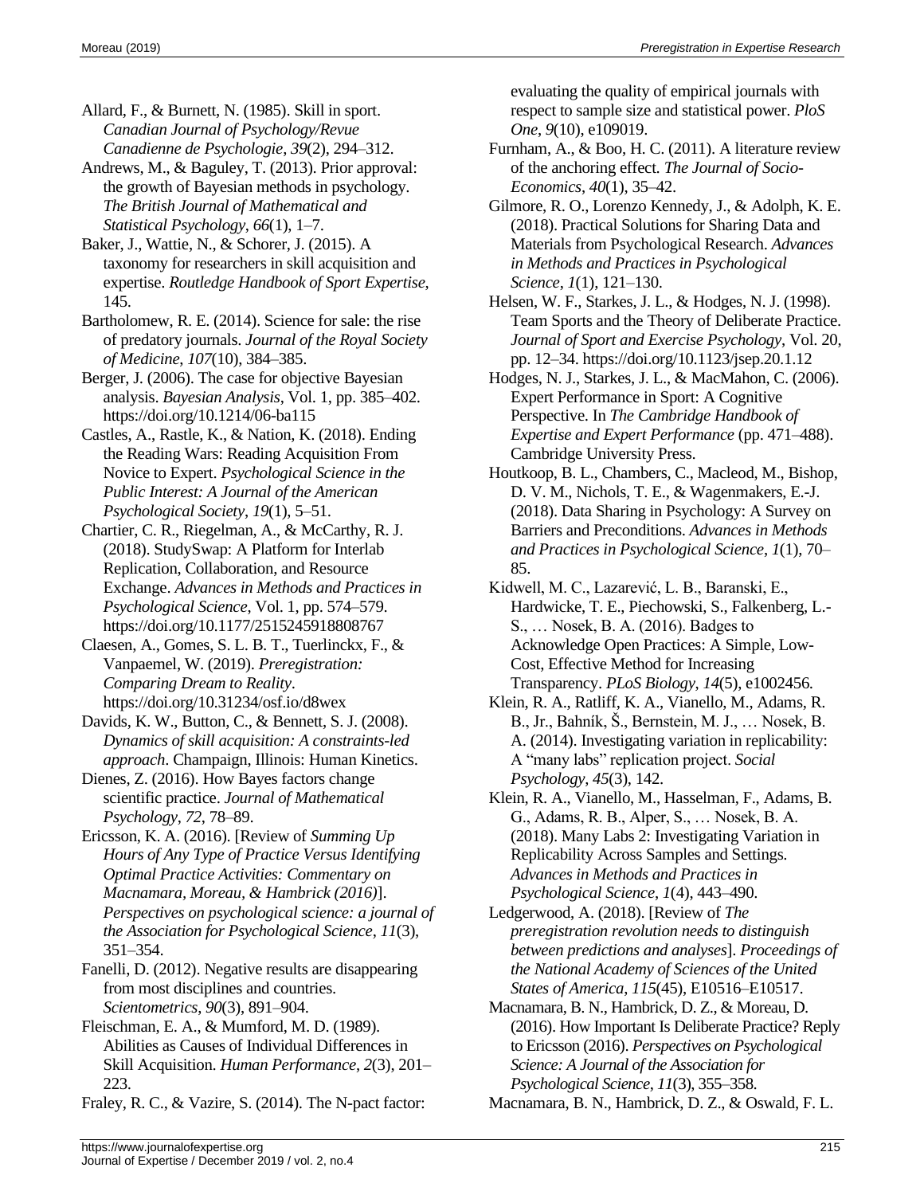Allard, F., & Burnett, N. (1985). Skill in sport. *Canadian Journal of Psychology/Revue Canadienne de Psychologie*, *39*(2), 294–312.

Andrews, M., & Baguley, T. (2013). Prior approval: the growth of Bayesian methods in psychology. *The British Journal of Mathematical and Statistical Psychology*, *66*(1), 1–7.

Baker, J., Wattie, N., & Schorer, J. (2015). A taxonomy for researchers in skill acquisition and expertise. *Routledge Handbook of Sport Expertise*, 145.

Bartholomew, R. E. (2014). Science for sale: the rise of predatory journals. *Journal of the Royal Society of Medicine*, *107*(10), 384–385.

Berger, J. (2006). The case for objective Bayesian analysis. *Bayesian Analysis*, Vol. 1, pp. 385–402. https://doi.org/10.1214/06-ba115

Castles, A., Rastle, K., & Nation, K. (2018). Ending the Reading Wars: Reading Acquisition From Novice to Expert. *Psychological Science in the Public Interest: A Journal of the American Psychological Society*, *19*(1), 5–51.

Chartier, C. R., Riegelman, A., & McCarthy, R. J. (2018). StudySwap: A Platform for Interlab Replication, Collaboration, and Resource Exchange. *Advances in Methods and Practices in Psychological Science*, Vol. 1, pp. 574–579. https://doi.org/10.1177/2515245918808767

Claesen, A., Gomes, S. L. B. T., Tuerlinckx, F., & Vanpaemel, W. (2019). *Preregistration: Comparing Dream to Reality*. https://doi.org/10.31234/osf.io/d8wex

Davids, K. W., Button, C., & Bennett, S. J. (2008). *Dynamics of skill acquisition: A constraints-led approach*. Champaign, Illinois: Human Kinetics.

Dienes, Z. (2016). How Bayes factors change scientific practice. *Journal of Mathematical Psychology*, *72*, 78–89.

Ericsson, K. A. (2016). [Review of *Summing Up Hours of Any Type of Practice Versus Identifying Optimal Practice Activities: Commentary on Macnamara, Moreau, & Hambrick (2016)*]. *Perspectives on psychological science: a journal of the Association for Psychological Science*, *11*(3), 351–354.

Fanelli, D. (2012). Negative results are disappearing from most disciplines and countries. *Scientometrics*, *90*(3), 891–904.

Fleischman, E. A., & Mumford, M. D. (1989). Abilities as Causes of Individual Differences in Skill Acquisition. *Human Performance*, *2*(3), 201–223.

Fraley, R. C., & Vazire, S. (2014). The N-pact factor: evaluating the quality of empirical journals with respect to sample size and statistical power. *PloS One*, *9*(10), e109019.

Furnham, A., & Boo, H. C. (2011). A literature review of the anchoring effect. *The Journal of Socio-Economics*, *40*(1), 35–42.

Gilmore, R. O., Lorenzo Kennedy, J., & Adolph, K. E. (2018). Practical Solutions for Sharing Data and Materials from Psychological Research. *Advances in Methods and Practices in Psychological Science*, *1*(1), 121–130.

Helsen, W. F., Starkes, J. L., & Hodges, N. J. (1998). Team Sports and the Theory of Deliberate Practice. *Journal of Sport and Exercise Psychology*, Vol. 20, pp. 12–34. https://doi.org/10.1123/jsep.20.1.12

Hodges, N. J., Starkes, J. L., & MacMahon, C. (2006). Expert Performance in Sport: A Cognitive Perspective. In *The Cambridge Handbook of Expertise and Expert Performance* (pp. 471–488). Cambridge University Press.

Houtkoop, B. L., Chambers, C., Macleod, M., Bishop, D. V. M., Nichols, T. E., & Wagenmakers, E.-J. (2018). Data Sharing in Psychology: A Survey on Barriers and Preconditions. *Advances in Methods and Practices in Psychological Science*, *1*(1), 70–85.

Kidwell, M. C., Lazarević, L. B., Baranski, E., Hardwicke, T. E., Piechowski, S., Falkenberg, L.-S., … Nosek, B. A. (2016). Badges to Acknowledge Open Practices: A Simple, Low-Cost, Effective Method for Increasing Transparency. *PLoS Biology*, *14*(5), e1002456.

Klein, R. A., Ratliff, K. A., Vianello, M., Adams, R. B., Jr., Bahník, Š., Bernstein, M. J., … Nosek, B. A. (2014). Investigating variation in replicability: A "many labs" replication project. *Social Psychology*, *45*(3), 142.

Klein, R. A., Vianello, M., Hasselman, F., Adams, B. G., Adams, R. B., Alper, S., … Nosek, B. A. (2018). Many Labs 2: Investigating Variation in Replicability Across Samples and Settings. *Advances in Methods and Practices in Psychological Science*, *1*(4), 443–490.

Ledgerwood, A. (2018). [Review of *The preregistration revolution needs to distinguish between predictions and analyses*]. *Proceedings of the National Academy of Sciences of the United States of America*, *115*(45), E10516–E10517.

Macnamara, B. N., Hambrick, D. Z., & Moreau, D. (2016). How Important Is Deliberate Practice? Reply to Ericsson (2016). *Perspectives on Psychological Science: A Journal of the Association for Psychological Science*, *11*(3), 355–358.

Macnamara, B. N., Hambrick, D. Z., & Oswald, F. L.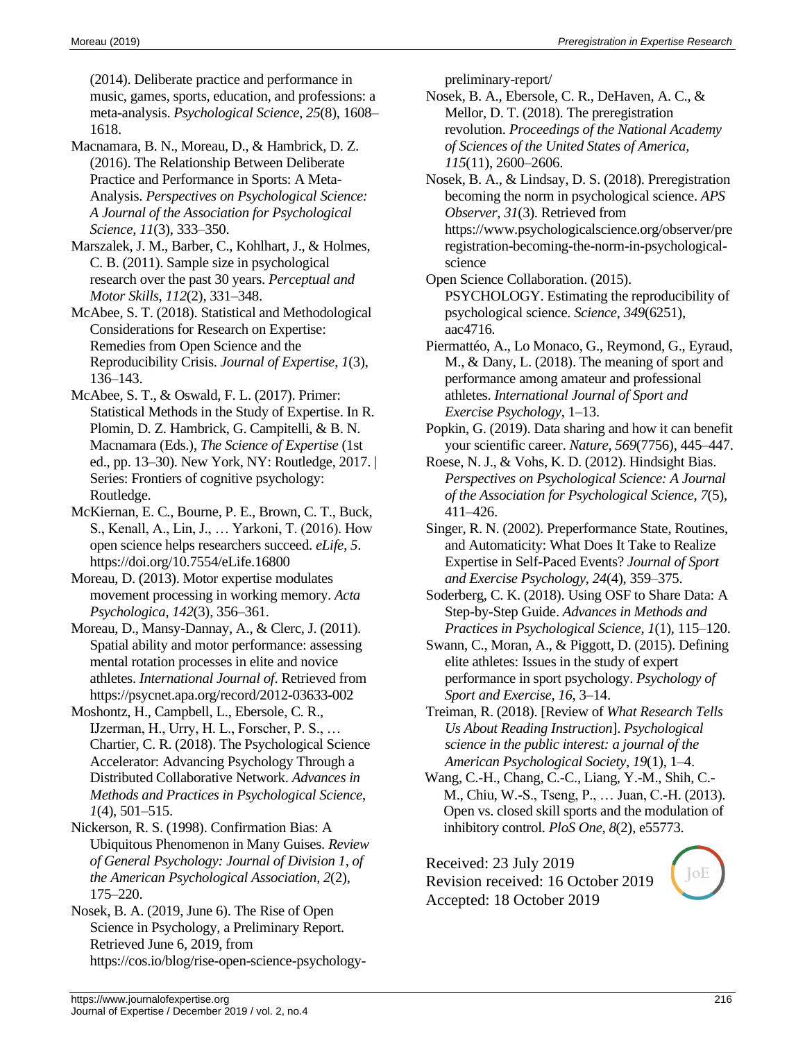(2014). Deliberate practice and performance in music, games, sports, education, and professions: a meta-analysis. *Psychological Science*, *25*(8), 1608–1618.

Macnamara, B. N., Moreau, D., & Hambrick, D. Z. (2016). The Relationship Between Deliberate Practice and Performance in Sports: A Meta-Analysis. *Perspectives on Psychological Science: A Journal of the Association for Psychological Science*, *11*(3), 333–350.

Marszalek, J. M., Barber, C., Kohlhart, J., & Holmes, C. B. (2011). Sample size in psychological research over the past 30 years. *Perceptual and Motor Skills*, *112*(2), 331–348.

McAbee, S. T. (2018). Statistical and Methodological Considerations for Research on Expertise: Remedies from Open Science and the Reproducibility Crisis. *Journal of Expertise*, *1*(3), 136–143.

McAbee, S. T., & Oswald, F. L. (2017). Primer: Statistical Methods in the Study of Expertise. In R. Plomin, D. Z. Hambrick, G. Campitelli, & B. N. Macnamara (Eds.), *The Science of Expertise* (1st ed., pp. 13–30). New York, NY: Routledge, 2017. | Series: Frontiers of cognitive psychology: Routledge.

McKiernan, E. C., Bourne, P. E., Brown, C. T., Buck, S., Kenall, A., Lin, J., … Yarkoni, T. (2016). How open science helps researchers succeed. *eLife*, *5*. https://doi.org/10.7554/eLife.16800

Moreau, D. (2013). Motor expertise modulates movement processing in working memory. *Acta Psychologica*, *142*(3), 356–361.

Moreau, D., Mansy-Dannay, A., & Clerc, J. (2011). Spatial ability and motor performance: assessing mental rotation processes in elite and novice athletes. *International Journal of*. Retrieved from https://psycnet.apa.org/record/2012-03633-002

Moshontz, H., Campbell, L., Ebersole, C. R., IJzerman, H., Urry, H. L., Forscher, P. S., … Chartier, C. R. (2018). The Psychological Science Accelerator: Advancing Psychology Through a Distributed Collaborative Network. *Advances in Methods and Practices in Psychological Science*, *1*(4), 501–515.

Nickerson, R. S. (1998). Confirmation Bias: A Ubiquitous Phenomenon in Many Guises. *Review of General Psychology: Journal of Division 1, of the American Psychological Association*, *2*(2), 175–220.

Nosek, B. A. (2019, June 6). The Rise of Open Science in Psychology, a Preliminary Report. Retrieved June 6, 2019, from https://cos.io/blog/rise-open-science-psychology-preliminary-report/

Nosek, B. A., Ebersole, C. R., DeHaven, A. C., & Mellor, D. T. (2018). The preregistration revolution. *Proceedings of the National Academy of Sciences of the United States of America*, *115*(11), 2600–2606.

Nosek, B. A., & Lindsay, D. S. (2018). Preregistration becoming the norm in psychological science. *APS Observer, 31*(3). Retrieved from https://www.psychologicalscience.org/observer/preregistration-becoming-the-norm-in-psychological-science

Open Science Collaboration. (2015). PSYCHOLOGY. Estimating the reproducibility of psychological science. *Science*, *349*(6251), aac4716.

Piermattéo, A., Lo Monaco, G., Reymond, G., Eyraud, M., & Dany, L. (2018). The meaning of sport and performance among amateur and professional athletes. *International Journal of Sport and Exercise Psychology*, 1–13.

Popkin, G. (2019). Data sharing and how it can benefit your scientific career. *Nature*, *569*(7756), 445–447.

Roese, N. J., & Vohs, K. D. (2012). Hindsight Bias. *Perspectives on Psychological Science: A Journal of the Association for Psychological Science*, *7*(5), 411–426.

Singer, R. N. (2002). Preperformance State, Routines, and Automaticity: What Does It Take to Realize Expertise in Self-Paced Events? *Journal of Sport and Exercise Psychology*, *24*(4), 359–375.

Soderberg, C. K. (2018). Using OSF to Share Data: A Step-by-Step Guide. *Advances in Methods and Practices in Psychological Science*, *1*(1), 115–120.

Swann, C., Moran, A., & Piggott, D. (2015). Defining elite athletes: Issues in the study of expert performance in sport psychology. *Psychology of Sport and Exercise*, *16*, 3–14.

Treiman, R. (2018). [Review of *What Research Tells Us About Reading Instruction*]. *Psychological science in the public interest: a journal of the American Psychological Society*, *19*(1), 1–4.

Wang, C.-H., Chang, C.-C., Liang, Y.-M., Shih, C.-M., Chiu, W.-S., Tseng, P., … Juan, C.-H. (2013). Open vs. closed skill sports and the modulation of inhibitory control. *PloS One*, *8*(2), e55773.

Received: 23 July 2019
Revision received: 16 October 2019
Accepted: 18 October 2019